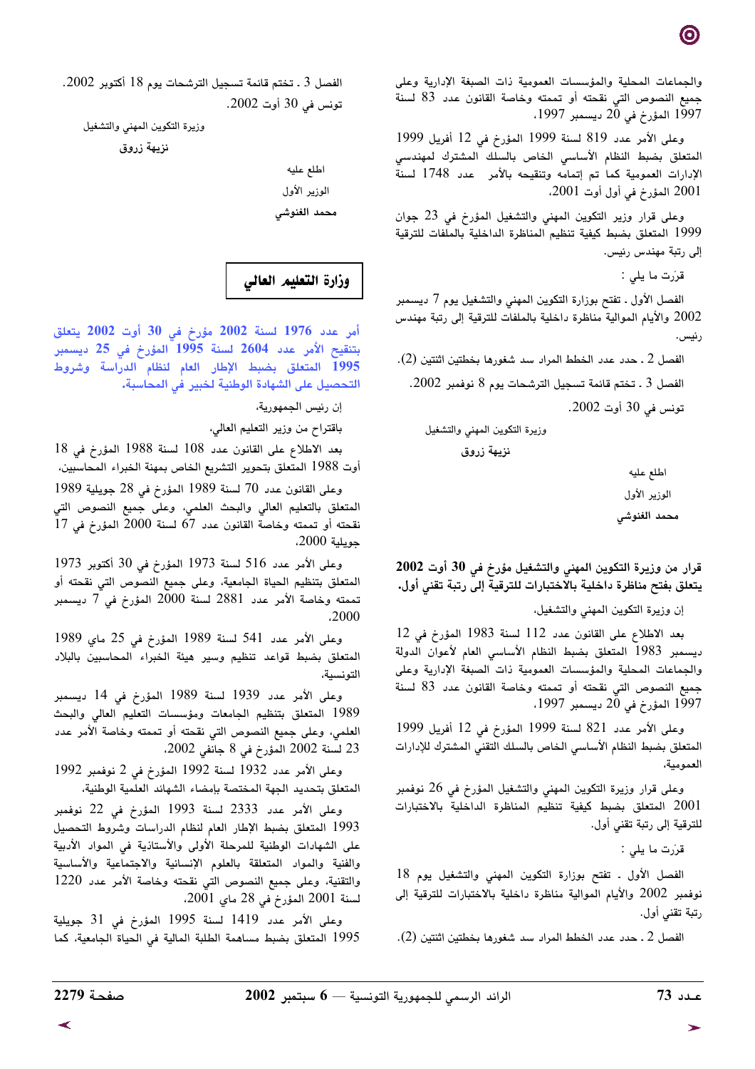والجماعات المحلية والمؤسسات العمومية ذات الصبغة الإدارية وعلى جميع النصوص التي نقحته أو تممته وخاصة القانون عدد 83 لسنة 1997 المؤرخ في 20 ديسمبر 1997،

وعلى الأمر عدد 819 لسنة 1999 المؤرخ في 12 أفريل 1999 المتعلق بضبط النظام الأساسي الخاص بالسلك المشترك لمهندسي الإدارات العمومية كما تم إتمامه وتنقيحه بالأمر عدد 1748 لسنة 2001 المؤرخ في أول أوت 2001،

وعلى قرار وزير التكوين المهني والتشغيل المؤرخ في 23 جوان 1999 المتعلق بضبط كيفية تنظيم المناظرة الداخلية بالملفات للترقية إلى رتبة مهندس رئيس.

قرّرت ما يلي :

الفصل الأول ـ تفتح بوزارة التكوين المهني والتشغيل يوم 7 ديسمبر 2002 والأيام الموالية مناظرة داخلية بالملفات للترقية إلى رتبة مهندس رئيس.

الفصل 2 ـ حدد عدد الخطط المراد سد شغورها بخطتين اثنتين (2).

الفصل 3 ـ تختم قائمة تسجيل الترشحات يوم 8 نوفمبر 2002.

تونس في 30 أوت 2002.

وزيرة التكوين المهني والتشغيل

نزيهة زروق

اطلع عليه

الوزير الأول

محمد الغنوشي

**قرار من وزيرة التكوين المهني والتشغيل مؤرخ في 30 أوت 2002 يتعلق بفتح مناظرة داخلية بالاختبارات للترقية إلى رتبة تقني أول.**

إن وزيرة التكوين المهني والتشغيل،

بعد الاطلاع على القانون عدد 112 لسنة 1983 المؤرخ في 12 ديسمبر 1983 المتعلق بضبط النظام الأساسي العام لأعوان الدولة والجماعات المحلية والمؤسسات العمومية ذات الصبغة الإدارية وعلى جميع النصوص التي نقحته أو تممته وخاصة القانون عدد 83 لسنة 1997 المؤرخ في 20 ديسمبر 1997،

وعلى الأمر عدد 821 لسنة 1999 المؤرخ في 12 أفريل 1999 المتعلق بضبط النظام الأساسي الخاص بالسلك التقني المشترك للإدارات العمومية،

وعلى قرار وزيرة التكوين المهني والتشغيل المؤرخ في 26 نوفمبر 2001 المتعلق بضبط كيفية تنظيم المناظرة الداخلية بالاختبارات للترقية إلى رتبة تقني أول.

قرّرت ما يلي :

الفصل الأول ـ تفتح بوزارة التكوين المهني والتشغيل يوم 18 نوفمبر 2002 والأيام الموالية مناظرة داخلية بالاختبارات للترقية إلى رتبة تقني أول.

الفصل 2 ـ حدد عدد الخطط المراد سد شغورها بخطتين اثنتين (2).

الفصل 3 ـ تختم قائمة تسجيل الترشحات يوم 18 أكتوبر 2002.

تونس في 30 أوت 2002.

وزيرة التكوين المهني والتشغيل

نزيهة زروق

اطلع عليه

الوزير الأول

محمد الغنوشي

## وزارة التعليم العالي

**أمر عدد 1976 لسنة 2002 مؤرخ في 30 أوت 2002 يتعلق بتنقيح الأمر عدد 2604 لسنة 1995 المؤرخ في 25 ديسمبر 1995 المتعلق بضبط الإطار العام لنظام الدراسات وشروط التحصيل على الشهادة الوطنية لخبير في المحاسبة.**

إن رئيس الجمهورية،

باقتراح من وزير التعليم العالي،

بعد الاطلاع على القانون عدد 108 لسنة 1988 المؤرخ في 18 أوت 1988 المتعلق بتحوير التشريع الخاص بمهنة الخبراء المحاسبين،

وعلى القانون عدد 70 لسنة 1989 المؤرخ في 28 جويلية 1989 المتعلق بالتعليم العالي والبحث العلمي، وعلى جميع النصوص التي نقحته أو تممته وخاصة القانون عدد 67 لسنة 2000 المؤرخ في 17 جويلية 2000،

وعلى الأمر عدد 516 لسنة 1973 المؤرخ في 30 أكتوبر 1973 المتعلق بتنظيم الحياة الجامعية، وعلى جميع النصوص التي نقحته أو تممته وخاصة الأمر عدد 2881 لسنة 2000 المؤرخ في 7 ديسمبر 2000،

وعلى الأمر عدد 541 لسنة 1989 المؤرخ في 25 ماي 1989 المتعلق بضبط قواعد تنظيم وسير هيئة الخبراء المحاسبين بالبلاد التونسية،

وعلى الأمر عدد 1939 لسنة 1989 المؤرخ في 14 ديسمبر 1989 المتعلق بتنظيم الجامعات ومؤسسات التعليم العالي والبحث العلمي، وعلى جميع النصوص التي نقحته أو تممته وخاصة الأمر عدد 23 لسنة 2002 المؤرخ في 8 جانفي 2002،

وعلى الأمر عدد 1932 لسنة 1992 المؤرخ في 2 نوفمبر 1992 المتعلق بتحديد الجهة المختصة بإمضاء الشهائد العلمية الوطنية،

وعلى الأمر عدد 2333 لسنة 1993 المؤرخ في 22 نوفمبر 1993 المتعلق بضبط الإطار العام لنظام الدراسات وشروط التحصيل على الشهادات الوطنية للمرحلة الأولى والأستاذية في المواد الأدبية والفنية والمواد المتعلقة بالعلوم الإنسانية والاجتماعية والأساسية والتقنية، وعلى جميع النصوص التي نقحته وخاصة الأمر عدد 1220 لسنة 2001 المؤرخ في 28 ماي 2001،

وعلى الأمر عدد 1419 لسنة 1995 المؤرخ في 31 جويلية 1995 المتعلق بضبط مساهمة الطلبة المالية في الحياة الجامعية، كما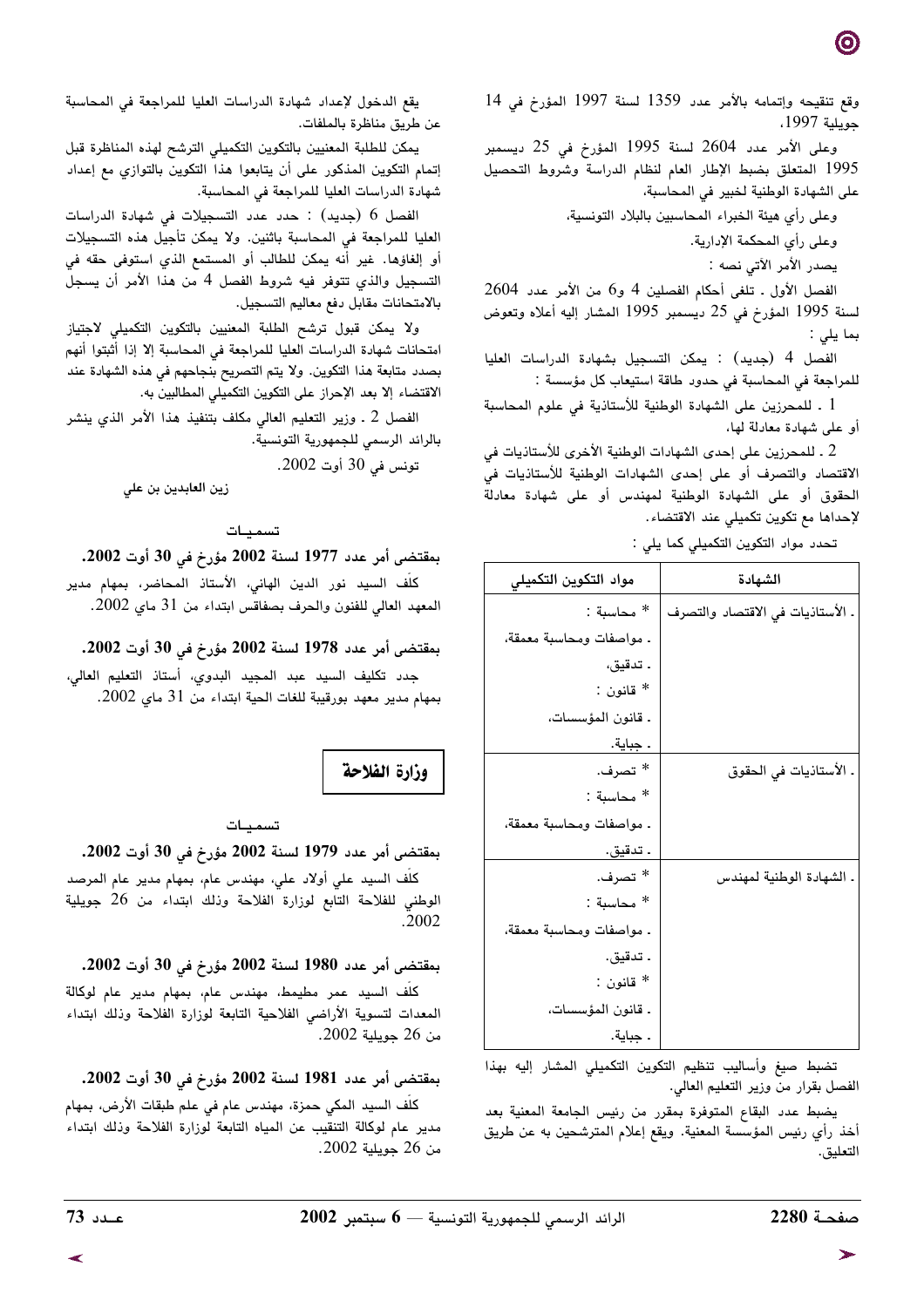وقع تنقيحه وإتمامه بالأمر عدد 1359 لسنة 1997 المؤرخ في 14 جويلية 1997،

وعلى الأمر عدد 2604 لسنة 1995 المؤرخ في 25 ديسمبر 1995 المتعلق بضبط الإطار العام لنظام الدراسة وشروط التحصيل على الشهادة الوطنية لخبير في المحاسبة،

وعلى رأي هيئة الخبراء المحاسبين بالبلاد التونسية،

وعلى رأي المحكمة الإدارية.

يصدر الأمر الآتي نصه :

الفصل الأول ـ تلغى أحكام الفصلين 4 و6 من الأمر عدد 2604 لسنة 1995 المؤرخ في 25 ديسمبر 1995 المشار إليه أعلاه وتعوض بما يلي :

الفصل 4 (جديد) : يمكن التسجيل بشهادة الدراسات العليا للمراجعة في المحاسبة في حدود طاقة استيعاب كل مؤسسة :

1 ـ للمحرزين على الشهادة الوطنية للأستاذية في علوم المحاسبة أو على شهادة معادلة لها،

2 ـ للمحرزين على إحدى الشهادات الوطنية الأخرى للأستاذيات في الاقتصاد والتصرف أو على إحدى الشهادات الوطنية للأستاذيات في الحقوق أو على الشهادة الوطنية لمهندس أو على شهادة معادلة لإحداها مع تكوين تكميلي عند الاقتضاء.

تحدد مواد التكوين التكميلي كما يلي :

| الشهادة | مواد التكوين التكميلي |
|---|---|
| ـ الأستاذيات في الاقتصاد والتصرف | * محاسبة :<br>ـ مواصفات ومحاسبة معمقة،<br>ـ تدقيق،<br>* قانون :<br>ـ قانون المؤسسات،<br>ـ جباية. |
| ـ الأستاذيات في الحقوق | * تصرف.<br>* محاسبة :<br>ـ مواصفات ومحاسبة معمقة،<br>ـ تدقيق. |
| ـ الشهادة الوطنية لمهندس | * تصرف.<br>* محاسبة :<br>ـ مواصفات ومحاسبة معمقة،<br>ـ تدقيق.<br>* قانون :<br>ـ قانون المؤسسات،<br>ـ جباية. |

تضبط صيغ وأساليب تنظيم التكوين التكميلي المشار إليه بهذا الفصل بقرار من وزير التعليم العالي.

يضبط عدد البقاع المتوفرة بمقرر من رئيس الجامعة المعنية بعد أخذ رأي رئيس المؤسسة المعنية. ويقع إعلام المترشحين به عن طريق التعليق.

يقع الدخول لإعداد شهادة الدراسات العليا للمراجعة في المحاسبة عن طريق مناظرة بالملفات.

يمكن للطلبة المعنيين بالتكوين التكميلي الترشح لهذه المناظرة قبل إتمام التكوين المذكور على أن يتابعوا هذا التكوين بالتوازي مع إعداد شهادة الدراسات العليا للمراجعة في المحاسبة.

الفصل 6 (جديد) : حدد عدد التسجيلات في شهادة الدراسات العليا للمراجعة في المحاسبة باثنين. ولا يمكن تأجيل هذه التسجيلات أو إلغاؤها. غير أنه يمكن للطالب أو المستمع الذي استوفى حقه في التسجيل والذي تتوفر فيه شروط الفصل 4 من هذا الأمر أن يسجل بالامتحانات مقابل دفع معاليم التسجيل.

ولا يمكن قبول ترشح الطلبة المعنيين بالتكوين التكميلي لاجتياز امتحانات شهادة الدراسات العليا للمراجعة في المحاسبة إلا إذا أثبتوا أنهم بصدد متابعة هذا التكوين. ولا يتم التصريح بنجاحهم في هذه الشهادة عند الاقتضاء إلا بعد الإحراز على التكوين التكميلي المطالبين به.

الفصل 2 ـ وزير التعليم العالي مكلف بتنفيذ هذا الأمر الذي ينشر بالرائد الرسمي للجمهورية التونسية.

تونس في 30 أوت 2002.

زين العابدين بن علي

## تسميـات

**بمقتضى أمر عدد 1977 لسنة 2002 مؤرخ في 30 أوت 2002.**

كلف السيد نور الدين الهاني، الأستاذ المحاضر، بمهام مدير المعهد العالي للفنون والحرف بصفاقس ابتداء من 31 ماي 2002.

**بمقتضى أمر عدد 1978 لسنة 2002 مؤرخ في 30 أوت 2002.**

جدد تكليف السيد عبد المجيد البدوي، أستاذ التعليم العالي، بمهام مدير معهد بورقيبة للغات الحية ابتداء من 31 ماي 2002.

# وزارة الفلاحة

## تسميـات

**بمقتضى أمر عدد 1979 لسنة 2002 مؤرخ في 30 أوت 2002.**

كلف السيد علي أولاد علي، مهندس عام، بمهام مدير عام المرصد الوطني للفلاحة التابع لوزارة الفلاحة وذلك ابتداء من 26 جويلية 2002.

**بمقتضى أمر عدد 1980 لسنة 2002 مؤرخ في 30 أوت 2002.**

كلف السيد عمر مطيمط، مهندس عام، بمهام مدير عام لوكالة المعدات لتسوية الأراضي الفلاحية التابعة لوزارة الفلاحة وذلك ابتداء من 26 جويلية 2002.

**بمقتضى أمر عدد 1981 لسنة 2002 مؤرخ في 30 أوت 2002.**

كلف السيد المكي حمزة، مهندس عام في علم طبقات الأرض، بمهام مدير عام لوكالة التنقيب عن المياه التابعة لوزارة الفلاحة وذلك ابتداء من 26 جويلية 2002.